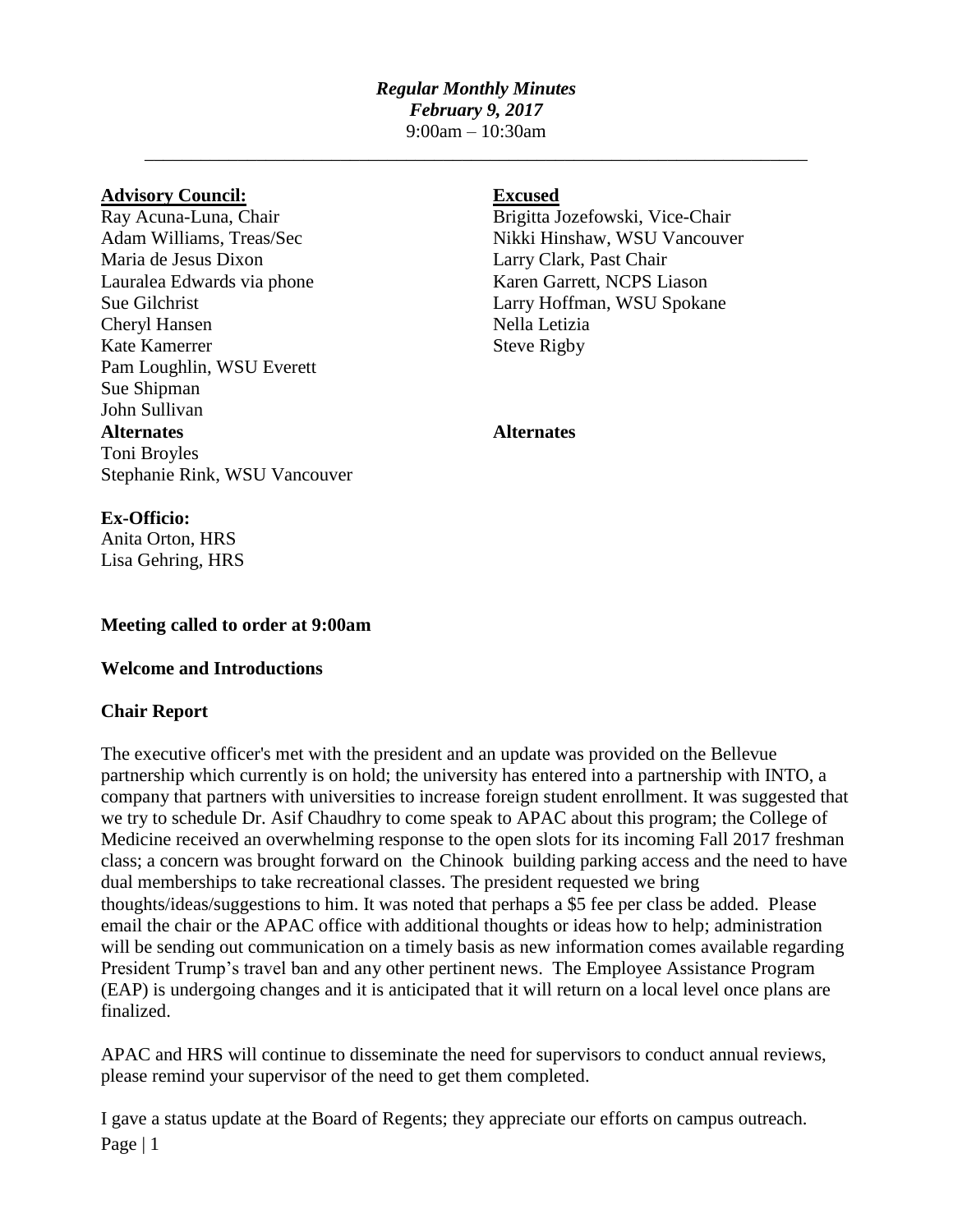***Regular Monthly Minutes***
***February 9, 2017***
9:00am – 10:30am

---

| **Advisory Council:** | **Excused** |
|---|---|
| Ray Acuna-Luna, Chair | Brigitta Jozefowski, Vice-Chair |
| Adam Williams, Treas/Sec | Nikki Hinshaw, WSU Vancouver |
| Maria de Jesus Dixon | Larry Clark, Past Chair |
| Lauralea Edwards via phone | Karen Garrett, NCPS Liason |
| Sue Gilchrist | Larry Hoffman, WSU Spokane |
| Cheryl Hansen | Nella Letizia |
| Kate Kamerrer | Steve Rigby |
| Pam Loughlin, WSU Everett | |
| Sue Shipman | |
| John Sullivan | |
| **Alternates** | **Alternates** |
| Toni Broyles | |
| Stephanie Rink, WSU Vancouver | |

**Ex-Officio:**
Anita Orton, HRS
Lisa Gehring, HRS

**Meeting called to order at 9:00am**

**Welcome and Introductions**

**Chair Report**

The executive officer's met with the president and an update was provided on the Bellevue partnership which currently is on hold; the university has entered into a partnership with INTO, a company that partners with universities to increase foreign student enrollment. It was suggested that we try to schedule Dr. Asif Chaudhry to come speak to APAC about this program; the College of Medicine received an overwhelming response to the open slots for its incoming Fall 2017 freshman class; a concern was brought forward on the Chinook building parking access and the need to have dual memberships to take recreational classes. The president requested we bring thoughts/ideas/suggestions to him. It was noted that perhaps a $5 fee per class be added. Please email the chair or the APAC office with additional thoughts or ideas how to help; administration will be sending out communication on a timely basis as new information comes available regarding President Trump's travel ban and any other pertinent news. The Employee Assistance Program (EAP) is undergoing changes and it is anticipated that it will return on a local level once plans are finalized.

APAC and HRS will continue to disseminate the need for supervisors to conduct annual reviews, please remind your supervisor of the need to get them completed.

I gave a status update at the Board of Regents; they appreciate our efforts on campus outreach.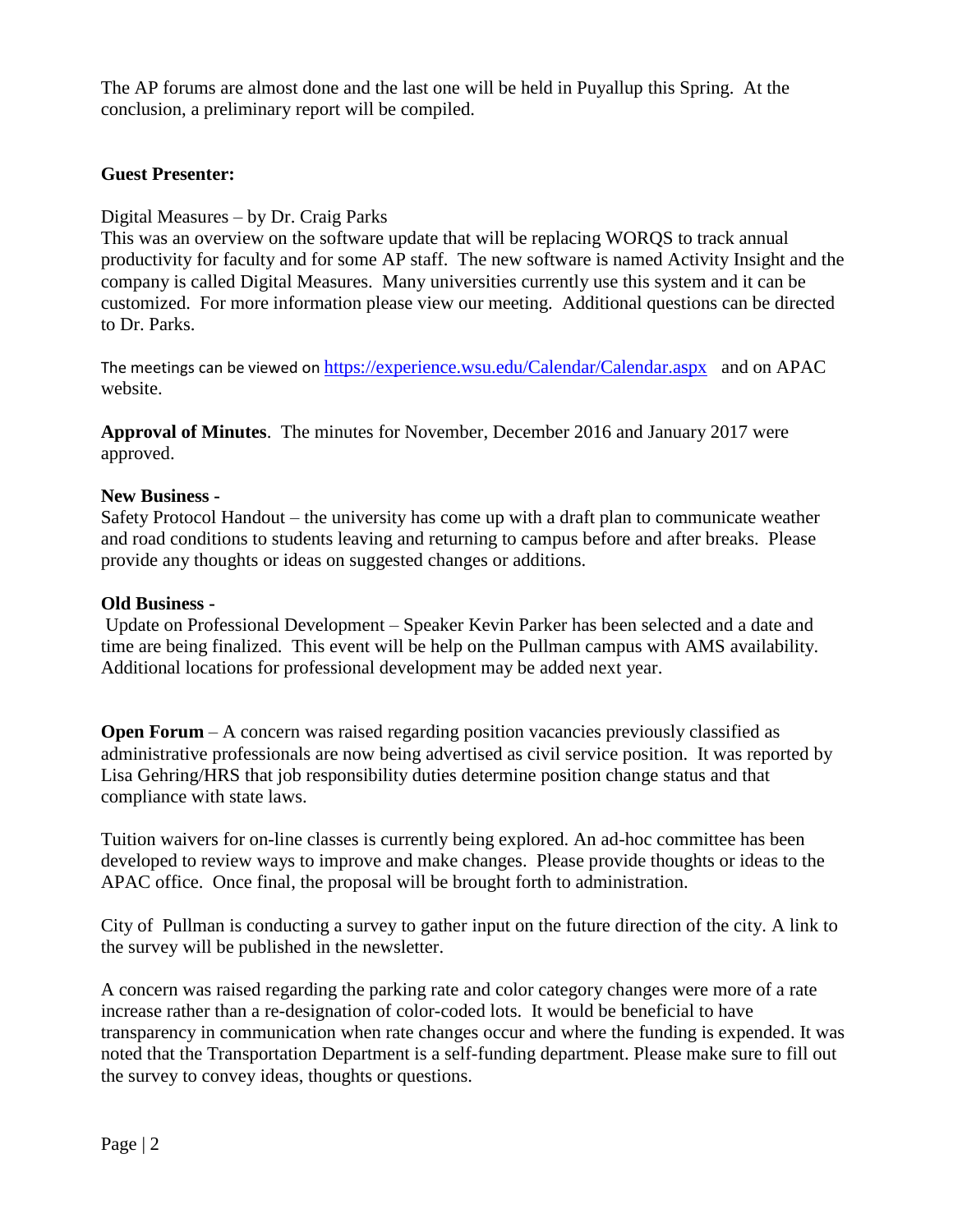The AP forums are almost done and the last one will be held in Puyallup this Spring. At the conclusion, a preliminary report will be compiled.

**Guest Presenter:**

Digital Measures – by Dr. Craig Parks
This was an overview on the software update that will be replacing WORQS to track annual productivity for faculty and for some AP staff. The new software is named Activity Insight and the company is called Digital Measures. Many universities currently use this system and it can be customized. For more information please view our meeting. Additional questions can be directed to Dr. Parks.

The meetings can be viewed on https://experience.wsu.edu/Calendar/Calendar.aspx and on APAC website.

**Approval of Minutes**. The minutes for November, December 2016 and January 2017 were approved.

**New Business -**
Safety Protocol Handout – the university has come up with a draft plan to communicate weather and road conditions to students leaving and returning to campus before and after breaks. Please provide any thoughts or ideas on suggested changes or additions.

**Old Business -**
Update on Professional Development – Speaker Kevin Parker has been selected and a date and time are being finalized. This event will be help on the Pullman campus with AMS availability. Additional locations for professional development may be added next year.

**Open Forum** – A concern was raised regarding position vacancies previously classified as administrative professionals are now being advertised as civil service position. It was reported by Lisa Gehring/HRS that job responsibility duties determine position change status and that compliance with state laws.

Tuition waivers for on-line classes is currently being explored. An ad-hoc committee has been developed to review ways to improve and make changes. Please provide thoughts or ideas to the APAC office. Once final, the proposal will be brought forth to administration.

City of Pullman is conducting a survey to gather input on the future direction of the city. A link to the survey will be published in the newsletter.

A concern was raised regarding the parking rate and color category changes were more of a rate increase rather than a re-designation of color-coded lots. It would be beneficial to have transparency in communication when rate changes occur and where the funding is expended. It was noted that the Transportation Department is a self-funding department. Please make sure to fill out the survey to convey ideas, thoughts or questions.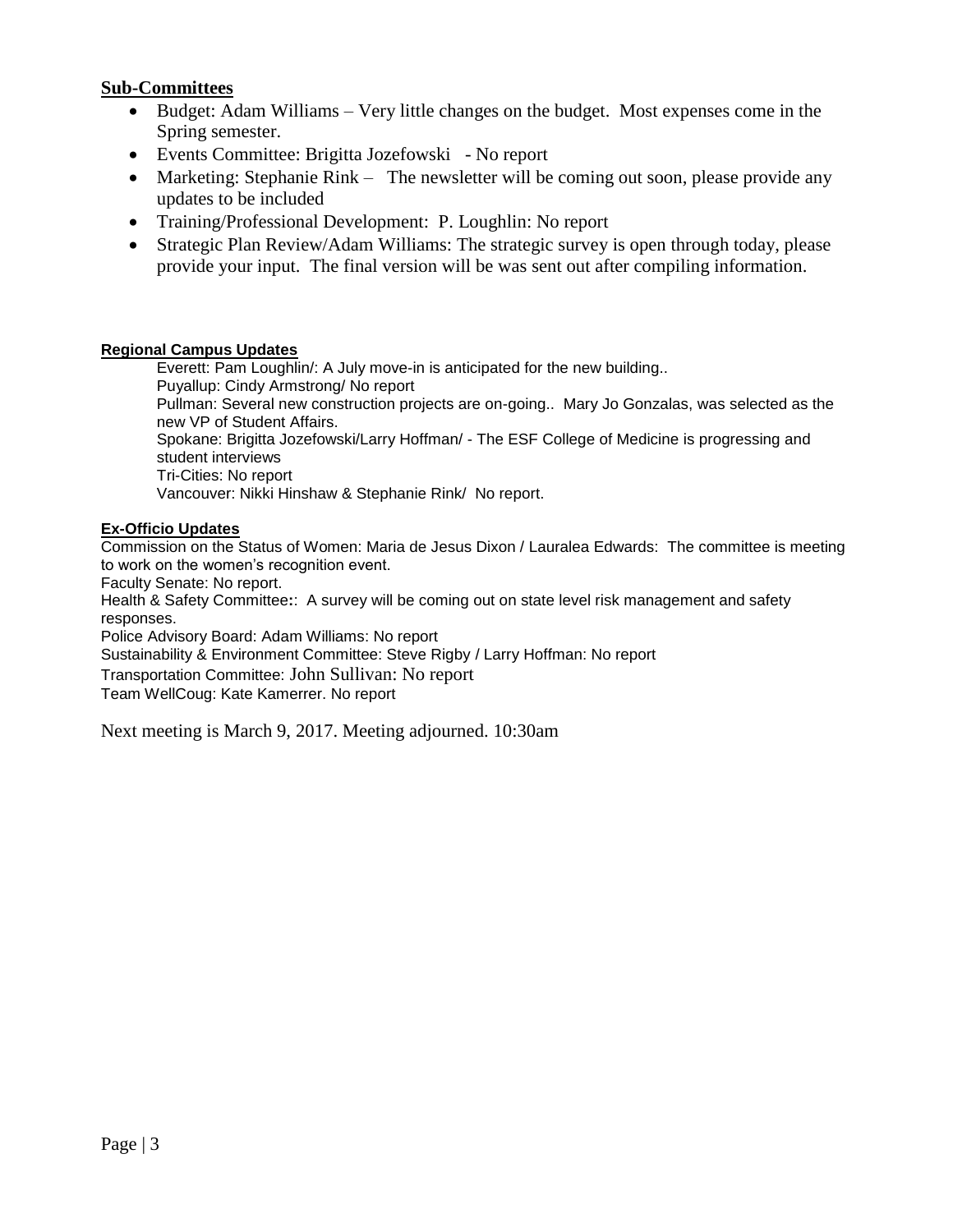## Sub-Committees

- Budget: Adam Williams – Very little changes on the budget. Most expenses come in the Spring semester.
- Events Committee: Brigitta Jozefowski - No report
- Marketing: Stephanie Rink – The newsletter will be coming out soon, please provide any updates to be included
- Training/Professional Development: P. Loughlin: No report
- Strategic Plan Review/Adam Williams: The strategic survey is open through today, please provide your input. The final version will be was sent out after compiling information.

**Regional Campus Updates**

Everett: Pam Loughlin/: A July move-in is anticipated for the new building..
Puyallup: Cindy Armstrong/ No report
Pullman: Several new construction projects are on-going.. Mary Jo Gonzalas, was selected as the new VP of Student Affairs.
Spokane: Brigitta Jozefowski/Larry Hoffman/ - The ESF College of Medicine is progressing and student interviews
Tri-Cities: No report
Vancouver: Nikki Hinshaw & Stephanie Rink/ No report.

**Ex-Officio Updates**

Commission on the Status of Women: Maria de Jesus Dixon / Lauralea Edwards: The committee is meeting to work on the women's recognition event.
Faculty Senate: No report.
Health & Safety Committee:: A survey will be coming out on state level risk management and safety responses.
Police Advisory Board: Adam Williams: No report
Sustainability & Environment Committee: Steve Rigby / Larry Hoffman: No report
Transportation Committee: John Sullivan: No report
Team WellCoug: Kate Kamerrer. No report

Next meeting is March 9, 2017. Meeting adjourned. 10:30am